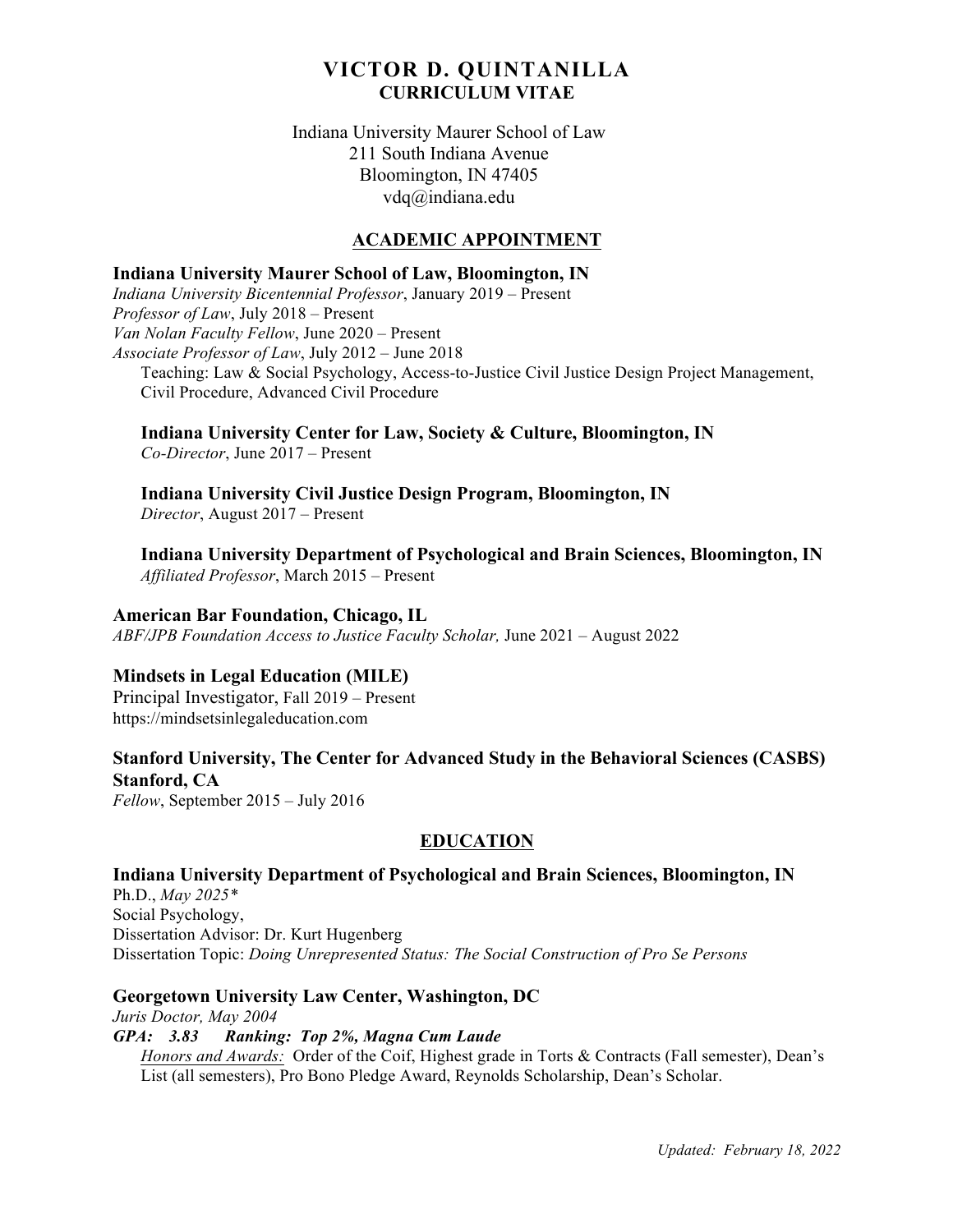# VICTOR D. QUINTANILLA
## CURRICULUM VITAE

Indiana University Maurer School of Law
211 South Indiana Avenue
Bloomington, IN 47405
vdq@indiana.edu

## ACADEMIC APPOINTMENT

**Indiana University Maurer School of Law, Bloomington, IN**
*Indiana University Bicentennial Professor*, January 2019 – Present
*Professor of Law*, July 2018 – Present
*Van Nolan Faculty Fellow*, June 2020 – Present
*Associate Professor of Law*, July 2012 – June 2018
Teaching: Law & Social Psychology, Access-to-Justice Civil Justice Design Project Management, Civil Procedure, Advanced Civil Procedure

**Indiana University Center for Law, Society & Culture, Bloomington, IN**
*Co-Director*, June 2017 – Present

**Indiana University Civil Justice Design Program, Bloomington, IN**
*Director*, August 2017 – Present

**Indiana University Department of Psychological and Brain Sciences, Bloomington, IN**
*Affiliated Professor*, March 2015 – Present

**American Bar Foundation, Chicago, IL**
*ABF/JPB Foundation Access to Justice Faculty Scholar,* June 2021 – August 2022

**Mindsets in Legal Education (MILE)**
Principal Investigator, Fall 2019 – Present
https://mindsetsinlegaleducation.com

**Stanford University, The Center for Advanced Study in the Behavioral Sciences (CASBS) Stanford, CA**
*Fellow*, September 2015 – July 2016

## EDUCATION

**Indiana University Department of Psychological and Brain Sciences, Bloomington, IN**
Ph.D., *May 2025**
Social Psychology,
Dissertation Advisor: Dr. Kurt Hugenberg
Dissertation Topic: *Doing Unrepresented Status: The Social Construction of Pro Se Persons*

**Georgetown University Law Center, Washington, DC**
*Juris Doctor, May 2004*
***GPA: 3.83 Ranking: Top 2%, Magna Cum Laude***
Honors and Awards: Order of the Coif, Highest grade in Torts & Contracts (Fall semester), Dean's List (all semesters), Pro Bono Pledge Award, Reynolds Scholarship, Dean's Scholar.

*Updated: February 18, 2022*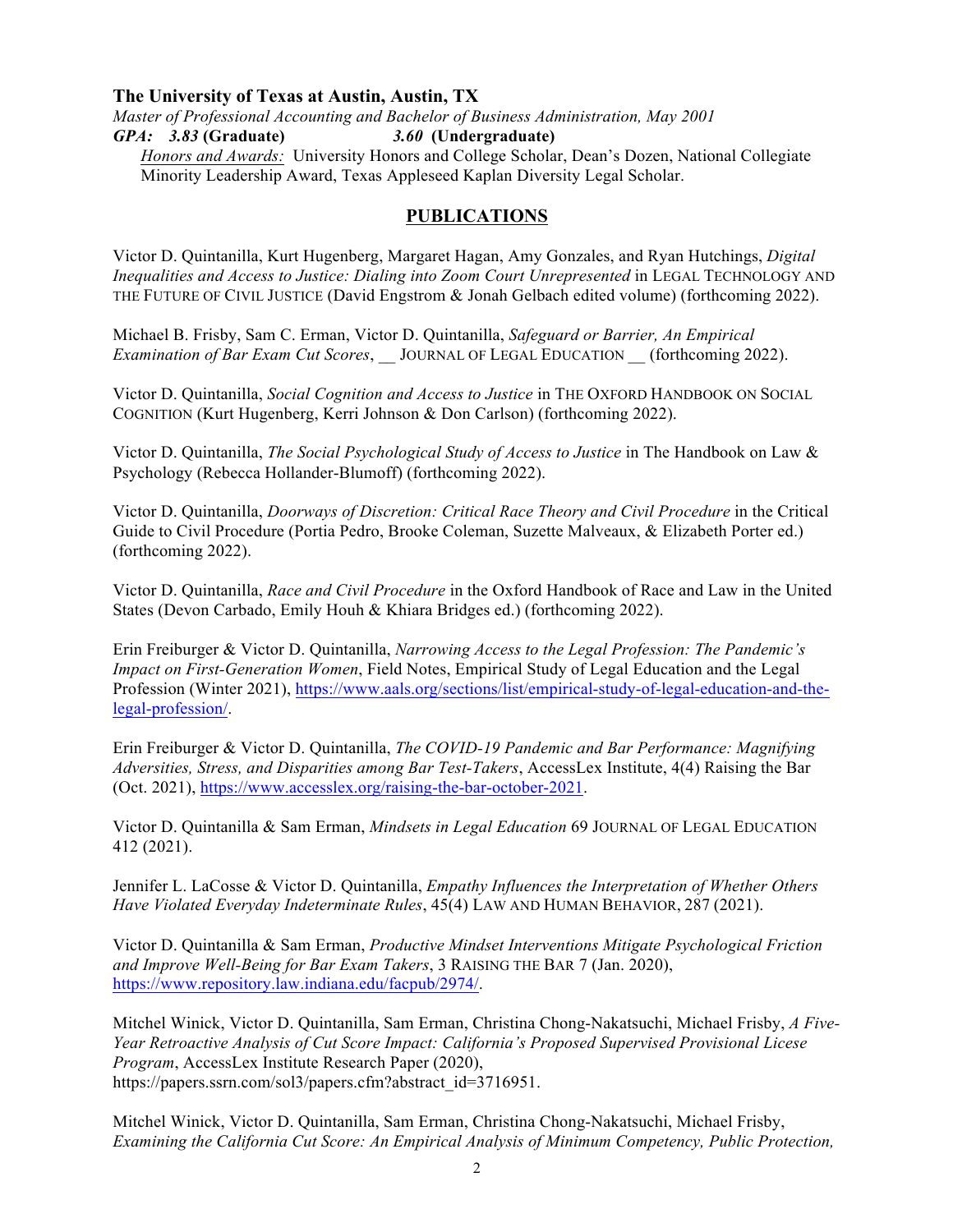**The University of Texas at Austin, Austin, TX**
*Master of Professional Accounting and Bachelor of Business Administration, May 2001*
***GPA: 3.83* (Graduate) *3.60* (Undergraduate)**
<u>*Honors and Awards:*</u> University Honors and College Scholar, Dean's Dozen, National Collegiate Minority Leadership Award, Texas Appleseed Kaplan Diversity Legal Scholar.

## PUBLICATIONS

Victor D. Quintanilla, Kurt Hugenberg, Margaret Hagan, Amy Gonzales, and Ryan Hutchings, *Digital Inequalities and Access to Justice: Dialing into Zoom Court Unrepresented* in LEGAL TECHNOLOGY AND THE FUTURE OF CIVIL JUSTICE (David Engstrom & Jonah Gelbach edited volume) (forthcoming 2022).

Michael B. Frisby, Sam C. Erman, Victor D. Quintanilla, *Safeguard or Barrier, An Empirical Examination of Bar Exam Cut Scores*, __ JOURNAL OF LEGAL EDUCATION __ (forthcoming 2022).

Victor D. Quintanilla, *Social Cognition and Access to Justice* in THE OXFORD HANDBOOK ON SOCIAL COGNITION (Kurt Hugenberg, Kerri Johnson & Don Carlson) (forthcoming 2022).

Victor D. Quintanilla, *The Social Psychological Study of Access to Justice* in The Handbook on Law & Psychology (Rebecca Hollander-Blumoff) (forthcoming 2022).

Victor D. Quintanilla, *Doorways of Discretion: Critical Race Theory and Civil Procedure* in the Critical Guide to Civil Procedure (Portia Pedro, Brooke Coleman, Suzette Malveaux, & Elizabeth Porter ed.) (forthcoming 2022).

Victor D. Quintanilla, *Race and Civil Procedure* in the Oxford Handbook of Race and Law in the United States (Devon Carbado, Emily Houh & Khiara Bridges ed.) (forthcoming 2022).

Erin Freiburger & Victor D. Quintanilla, *Narrowing Access to the Legal Profession: The Pandemic's Impact on First-Generation Women*, Field Notes, Empirical Study of Legal Education and the Legal Profession (Winter 2021), https://www.aals.org/sections/list/empirical-study-of-legal-education-and-the-legal-profession/.

Erin Freiburger & Victor D. Quintanilla, *The COVID-19 Pandemic and Bar Performance: Magnifying Adversities, Stress, and Disparities among Bar Test-Takers*, AccessLex Institute, 4(4) Raising the Bar (Oct. 2021), https://www.accesslex.org/raising-the-bar-october-2021.

Victor D. Quintanilla & Sam Erman, *Mindsets in Legal Education* 69 JOURNAL OF LEGAL EDUCATION 412 (2021).

Jennifer L. LaCosse & Victor D. Quintanilla, *Empathy Influences the Interpretation of Whether Others Have Violated Everyday Indeterminate Rules*, 45(4) LAW AND HUMAN BEHAVIOR, 287 (2021).

Victor D. Quintanilla & Sam Erman, *Productive Mindset Interventions Mitigate Psychological Friction and Improve Well-Being for Bar Exam Takers*, 3 RAISING THE BAR 7 (Jan. 2020), https://www.repository.law.indiana.edu/facpub/2974/.

Mitchel Winick, Victor D. Quintanilla, Sam Erman, Christina Chong-Nakatsuchi, Michael Frisby, *A Five-Year Retroactive Analysis of Cut Score Impact: California's Proposed Supervised Provisional Licese Program*, AccessLex Institute Research Paper (2020), https://papers.ssrn.com/sol3/papers.cfm?abstract_id=3716951.

Mitchel Winick, Victor D. Quintanilla, Sam Erman, Christina Chong-Nakatsuchi, Michael Frisby, *Examining the California Cut Score: An Empirical Analysis of Minimum Competency, Public Protection,*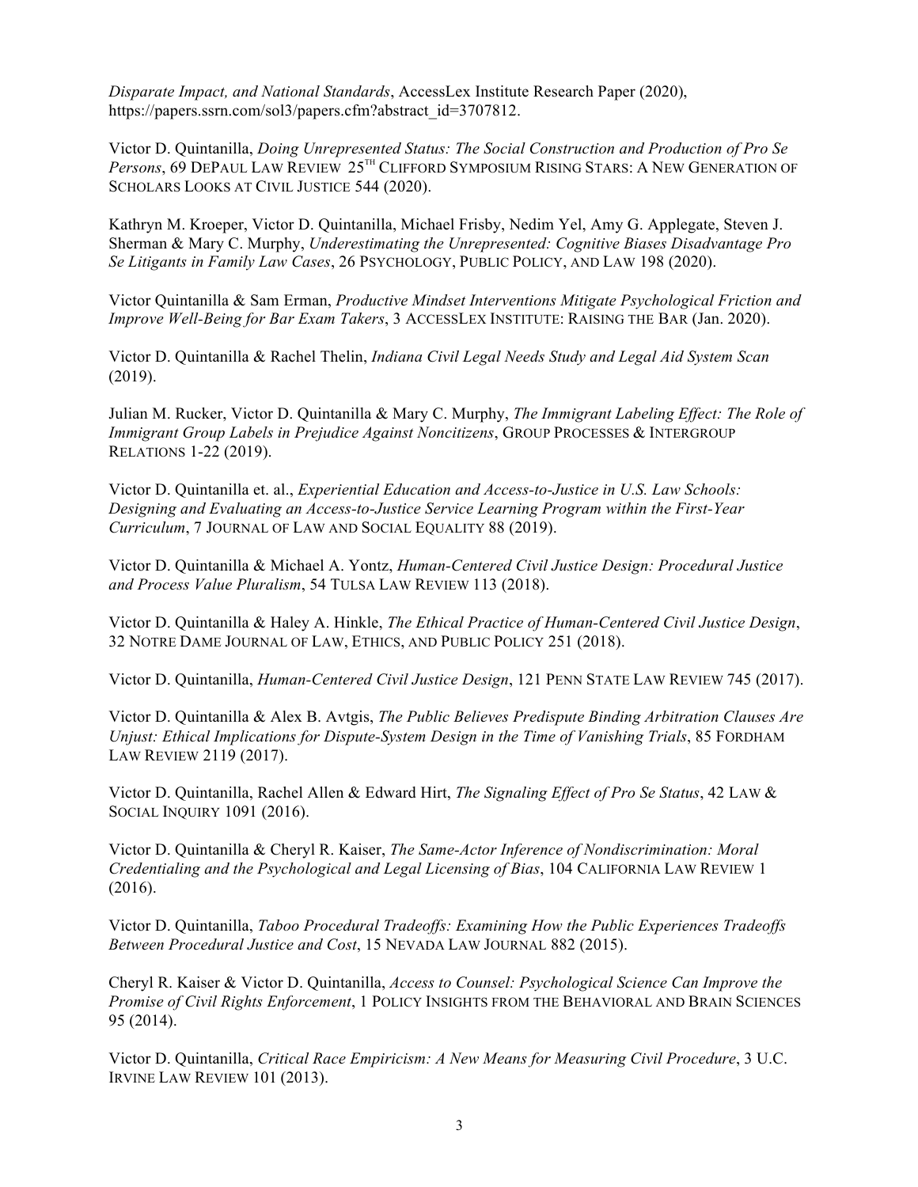*Disparate Impact, and National Standards*, AccessLex Institute Research Paper (2020), https://papers.ssrn.com/sol3/papers.cfm?abstract_id=3707812.

Victor D. Quintanilla, *Doing Unrepresented Status: The Social Construction and Production of Pro Se Persons*, 69 DEPAUL LAW REVIEW 25TH CLIFFORD SYMPOSIUM RISING STARS: A NEW GENERATION OF SCHOLARS LOOKS AT CIVIL JUSTICE 544 (2020).

Kathryn M. Kroeper, Victor D. Quintanilla, Michael Frisby, Nedim Yel, Amy G. Applegate, Steven J. Sherman & Mary C. Murphy, *Underestimating the Unrepresented: Cognitive Biases Disadvantage Pro Se Litigants in Family Law Cases*, 26 PSYCHOLOGY, PUBLIC POLICY, AND LAW 198 (2020).

Victor Quintanilla & Sam Erman, *Productive Mindset Interventions Mitigate Psychological Friction and Improve Well-Being for Bar Exam Takers*, 3 ACCESSLEX INSTITUTE: RAISING THE BAR (Jan. 2020).

Victor D. Quintanilla & Rachel Thelin, *Indiana Civil Legal Needs Study and Legal Aid System Scan* (2019).

Julian M. Rucker, Victor D. Quintanilla & Mary C. Murphy, *The Immigrant Labeling Effect: The Role of Immigrant Group Labels in Prejudice Against Noncitizens*, GROUP PROCESSES & INTERGROUP RELATIONS 1-22 (2019).

Victor D. Quintanilla et. al., *Experiential Education and Access-to-Justice in U.S. Law Schools: Designing and Evaluating an Access-to-Justice Service Learning Program within the First-Year Curriculum*, 7 JOURNAL OF LAW AND SOCIAL EQUALITY 88 (2019).

Victor D. Quintanilla & Michael A. Yontz, *Human-Centered Civil Justice Design: Procedural Justice and Process Value Pluralism*, 54 TULSA LAW REVIEW 113 (2018).

Victor D. Quintanilla & Haley A. Hinkle, *The Ethical Practice of Human-Centered Civil Justice Design*, 32 NOTRE DAME JOURNAL OF LAW, ETHICS, AND PUBLIC POLICY 251 (2018).

Victor D. Quintanilla, *Human-Centered Civil Justice Design*, 121 PENN STATE LAW REVIEW 745 (2017).

Victor D. Quintanilla & Alex B. Avtgis, *The Public Believes Predispute Binding Arbitration Clauses Are Unjust: Ethical Implications for Dispute-System Design in the Time of Vanishing Trials*, 85 FORDHAM LAW REVIEW 2119 (2017).

Victor D. Quintanilla, Rachel Allen & Edward Hirt, *The Signaling Effect of Pro Se Status*, 42 LAW & SOCIAL INQUIRY 1091 (2016).

Victor D. Quintanilla & Cheryl R. Kaiser, *The Same-Actor Inference of Nondiscrimination: Moral Credentialing and the Psychological and Legal Licensing of Bias*, 104 CALIFORNIA LAW REVIEW 1 (2016).

Victor D. Quintanilla, *Taboo Procedural Tradeoffs: Examining How the Public Experiences Tradeoffs Between Procedural Justice and Cost*, 15 NEVADA LAW JOURNAL 882 (2015).

Cheryl R. Kaiser & Victor D. Quintanilla, *Access to Counsel: Psychological Science Can Improve the Promise of Civil Rights Enforcement*, 1 POLICY INSIGHTS FROM THE BEHAVIORAL AND BRAIN SCIENCES 95 (2014).

Victor D. Quintanilla, *Critical Race Empiricism: A New Means for Measuring Civil Procedure*, 3 U.C. IRVINE LAW REVIEW 101 (2013).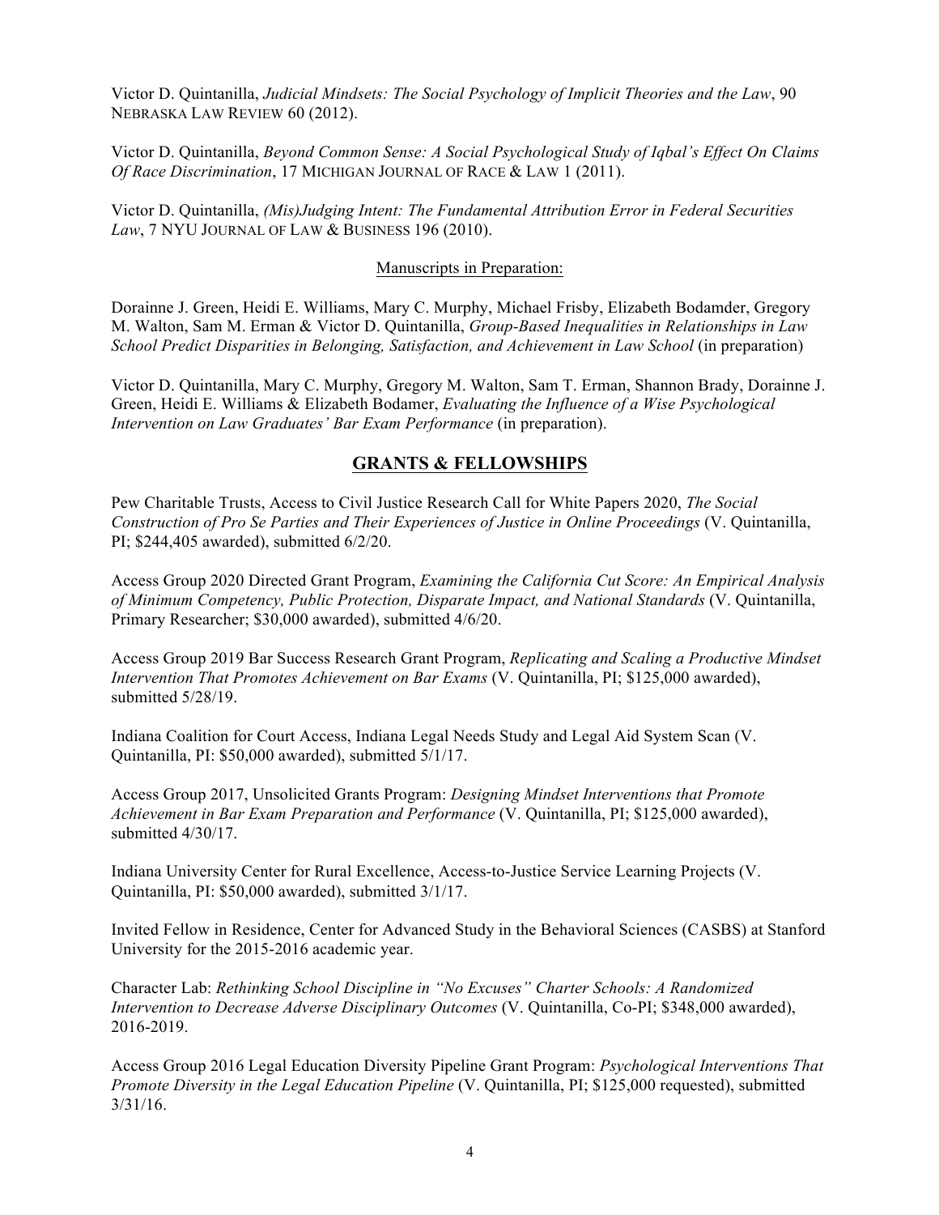Victor D. Quintanilla, *Judicial Mindsets: The Social Psychology of Implicit Theories and the Law*, 90 NEBRASKA LAW REVIEW 60 (2012).

Victor D. Quintanilla, *Beyond Common Sense: A Social Psychological Study of Iqbal's Effect On Claims Of Race Discrimination*, 17 MICHIGAN JOURNAL OF RACE & LAW 1 (2011).

Victor D. Quintanilla, *(Mis)Judging Intent: The Fundamental Attribution Error in Federal Securities Law*, 7 NYU JOURNAL OF LAW & BUSINESS 196 (2010).

Manuscripts in Preparation:

Dorainne J. Green, Heidi E. Williams, Mary C. Murphy, Michael Frisby, Elizabeth Bodamder, Gregory M. Walton, Sam M. Erman & Victor D. Quintanilla, *Group-Based Inequalities in Relationships in Law School Predict Disparities in Belonging, Satisfaction, and Achievement in Law School* (in preparation)

Victor D. Quintanilla, Mary C. Murphy, Gregory M. Walton, Sam T. Erman, Shannon Brady, Dorainne J. Green, Heidi E. Williams & Elizabeth Bodamer, *Evaluating the Influence of a Wise Psychological Intervention on Law Graduates' Bar Exam Performance* (in preparation).

## GRANTS & FELLOWSHIPS

Pew Charitable Trusts, Access to Civil Justice Research Call for White Papers 2020, *The Social Construction of Pro Se Parties and Their Experiences of Justice in Online Proceedings* (V. Quintanilla, PI; $244,405 awarded), submitted 6/2/20.

Access Group 2020 Directed Grant Program, *Examining the California Cut Score: An Empirical Analysis of Minimum Competency, Public Protection, Disparate Impact, and National Standards* (V. Quintanilla, Primary Researcher; $30,000 awarded), submitted 4/6/20.

Access Group 2019 Bar Success Research Grant Program, *Replicating and Scaling a Productive Mindset Intervention That Promotes Achievement on Bar Exams* (V. Quintanilla, PI; $125,000 awarded), submitted 5/28/19.

Indiana Coalition for Court Access, Indiana Legal Needs Study and Legal Aid System Scan (V. Quintanilla, PI: $50,000 awarded), submitted 5/1/17.

Access Group 2017, Unsolicited Grants Program: *Designing Mindset Interventions that Promote Achievement in Bar Exam Preparation and Performance* (V. Quintanilla, PI; $125,000 awarded), submitted 4/30/17.

Indiana University Center for Rural Excellence, Access-to-Justice Service Learning Projects (V. Quintanilla, PI: $50,000 awarded), submitted 3/1/17.

Invited Fellow in Residence, Center for Advanced Study in the Behavioral Sciences (CASBS) at Stanford University for the 2015-2016 academic year.

Character Lab: *Rethinking School Discipline in "No Excuses" Charter Schools: A Randomized Intervention to Decrease Adverse Disciplinary Outcomes* (V. Quintanilla, Co-PI; $348,000 awarded), 2016-2019.

Access Group 2016 Legal Education Diversity Pipeline Grant Program: *Psychological Interventions That Promote Diversity in the Legal Education Pipeline* (V. Quintanilla, PI; $125,000 requested), submitted 3/31/16.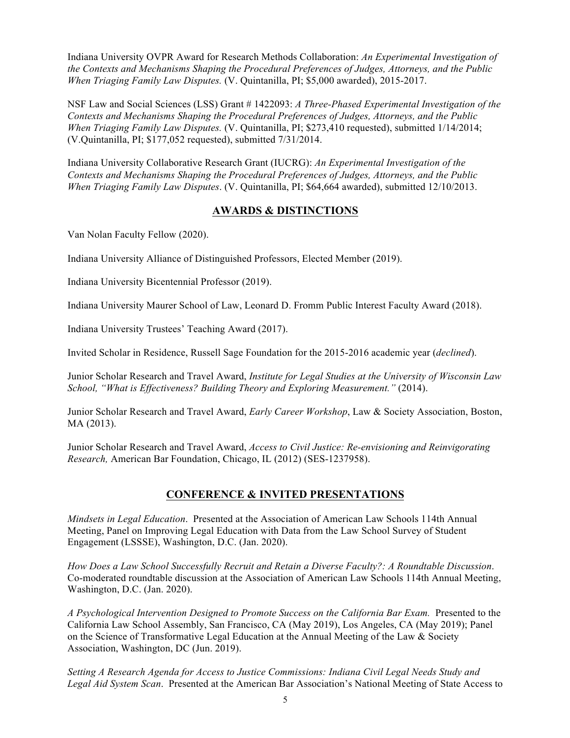Indiana University OVPR Award for Research Methods Collaboration: *An Experimental Investigation of the Contexts and Mechanisms Shaping the Procedural Preferences of Judges, Attorneys, and the Public When Triaging Family Law Disputes.* (V. Quintanilla, PI; $5,000 awarded), 2015-2017.

NSF Law and Social Sciences (LSS) Grant # 1422093: *A Three-Phased Experimental Investigation of the Contexts and Mechanisms Shaping the Procedural Preferences of Judges, Attorneys, and the Public When Triaging Family Law Disputes.* (V. Quintanilla, PI; $273,410 requested), submitted 1/14/2014; (V.Quintanilla, PI; $177,052 requested), submitted 7/31/2014.

Indiana University Collaborative Research Grant (IUCRG): *An Experimental Investigation of the Contexts and Mechanisms Shaping the Procedural Preferences of Judges, Attorneys, and the Public When Triaging Family Law Disputes*. (V. Quintanilla, PI; $64,664 awarded), submitted 12/10/2013.

## AWARDS & DISTINCTIONS

Van Nolan Faculty Fellow (2020).

Indiana University Alliance of Distinguished Professors, Elected Member (2019).

Indiana University Bicentennial Professor (2019).

Indiana University Maurer School of Law, Leonard D. Fromm Public Interest Faculty Award (2018).

Indiana University Trustees' Teaching Award (2017).

Invited Scholar in Residence, Russell Sage Foundation for the 2015-2016 academic year (*declined*).

Junior Scholar Research and Travel Award, *Institute for Legal Studies at the University of Wisconsin Law School, "What is Effectiveness? Building Theory and Exploring Measurement."* (2014).

Junior Scholar Research and Travel Award, *Early Career Workshop*, Law & Society Association, Boston, MA (2013).

Junior Scholar Research and Travel Award, *Access to Civil Justice: Re-envisioning and Reinvigorating Research,* American Bar Foundation, Chicago, IL (2012) (SES-1237958).

## CONFERENCE & INVITED PRESENTATIONS

*Mindsets in Legal Education*. Presented at the Association of American Law Schools 114th Annual Meeting, Panel on Improving Legal Education with Data from the Law School Survey of Student Engagement (LSSSE), Washington, D.C. (Jan. 2020).

*How Does a Law School Successfully Recruit and Retain a Diverse Faculty?: A Roundtable Discussion*. Co-moderated roundtable discussion at the Association of American Law Schools 114th Annual Meeting, Washington, D.C. (Jan. 2020).

*A Psychological Intervention Designed to Promote Success on the California Bar Exam.* Presented to the California Law School Assembly, San Francisco, CA (May 2019), Los Angeles, CA (May 2019); Panel on the Science of Transformative Legal Education at the Annual Meeting of the Law & Society Association, Washington, DC (Jun. 2019).

*Setting A Research Agenda for Access to Justice Commissions: Indiana Civil Legal Needs Study and Legal Aid System Scan*. Presented at the American Bar Association's National Meeting of State Access to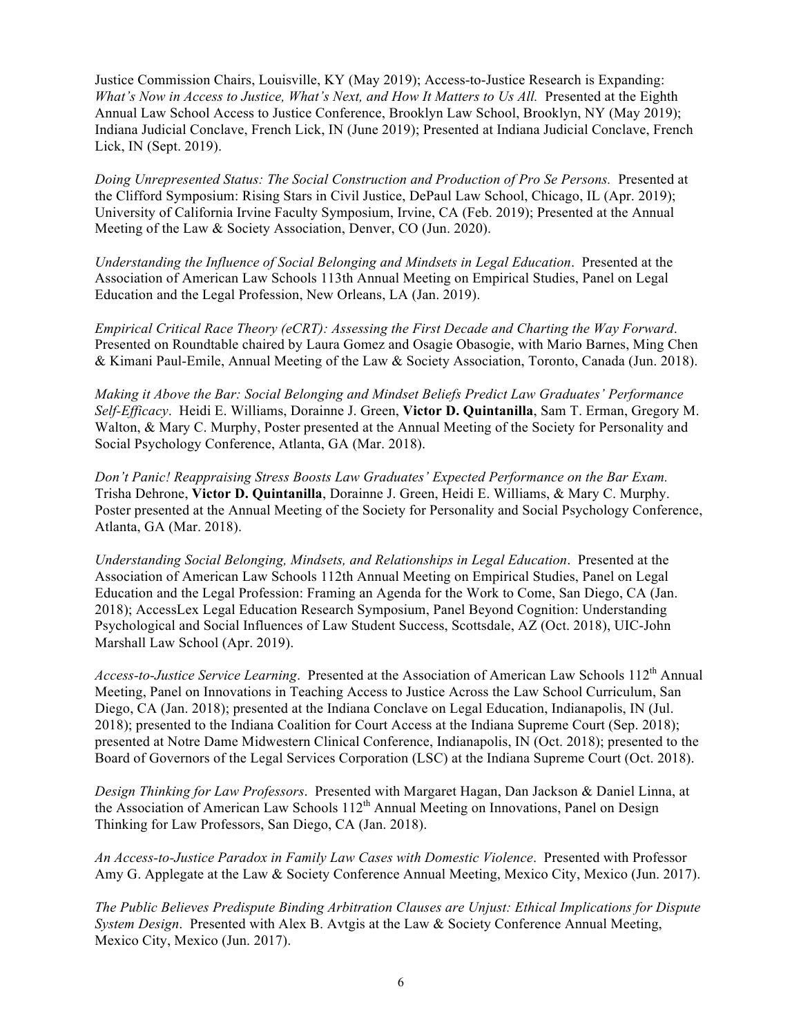Justice Commission Chairs, Louisville, KY (May 2019); Access-to-Justice Research is Expanding: *What's Now in Access to Justice, What's Next, and How It Matters to Us All.* Presented at the Eighth Annual Law School Access to Justice Conference, Brooklyn Law School, Brooklyn, NY (May 2019); Indiana Judicial Conclave, French Lick, IN (June 2019); Presented at Indiana Judicial Conclave, French Lick, IN (Sept. 2019).

*Doing Unrepresented Status: The Social Construction and Production of Pro Se Persons.* Presented at the Clifford Symposium: Rising Stars in Civil Justice, DePaul Law School, Chicago, IL (Apr. 2019); University of California Irvine Faculty Symposium, Irvine, CA (Feb. 2019); Presented at the Annual Meeting of the Law & Society Association, Denver, CO (Jun. 2020).

*Understanding the Influence of Social Belonging and Mindsets in Legal Education*. Presented at the Association of American Law Schools 113th Annual Meeting on Empirical Studies, Panel on Legal Education and the Legal Profession, New Orleans, LA (Jan. 2019).

*Empirical Critical Race Theory (eCRT): Assessing the First Decade and Charting the Way Forward*. Presented on Roundtable chaired by Laura Gomez and Osagie Obasogie, with Mario Barnes, Ming Chen & Kimani Paul-Emile, Annual Meeting of the Law & Society Association, Toronto, Canada (Jun. 2018).

*Making it Above the Bar: Social Belonging and Mindset Beliefs Predict Law Graduates' Performance Self-Efficacy*. Heidi E. Williams, Dorainne J. Green, **Victor D. Quintanilla**, Sam T. Erman, Gregory M. Walton, & Mary C. Murphy, Poster presented at the Annual Meeting of the Society for Personality and Social Psychology Conference, Atlanta, GA (Mar. 2018).

*Don't Panic! Reappraising Stress Boosts Law Graduates' Expected Performance on the Bar Exam.* Trisha Dehrone, **Victor D. Quintanilla**, Dorainne J. Green, Heidi E. Williams, & Mary C. Murphy. Poster presented at the Annual Meeting of the Society for Personality and Social Psychology Conference, Atlanta, GA (Mar. 2018).

*Understanding Social Belonging, Mindsets, and Relationships in Legal Education*. Presented at the Association of American Law Schools 112th Annual Meeting on Empirical Studies, Panel on Legal Education and the Legal Profession: Framing an Agenda for the Work to Come, San Diego, CA (Jan. 2018); AccessLex Legal Education Research Symposium, Panel Beyond Cognition: Understanding Psychological and Social Influences of Law Student Success, Scottsdale, AZ (Oct. 2018), UIC-John Marshall Law School (Apr. 2019).

*Access-to-Justice Service Learning*. Presented at the Association of American Law Schools 112th Annual Meeting, Panel on Innovations in Teaching Access to Justice Across the Law School Curriculum, San Diego, CA (Jan. 2018); presented at the Indiana Conclave on Legal Education, Indianapolis, IN (Jul. 2018); presented to the Indiana Coalition for Court Access at the Indiana Supreme Court (Sep. 2018); presented at Notre Dame Midwestern Clinical Conference, Indianapolis, IN (Oct. 2018); presented to the Board of Governors of the Legal Services Corporation (LSC) at the Indiana Supreme Court (Oct. 2018).

*Design Thinking for Law Professors*. Presented with Margaret Hagan, Dan Jackson & Daniel Linna, at the Association of American Law Schools 112th Annual Meeting on Innovations, Panel on Design Thinking for Law Professors, San Diego, CA (Jan. 2018).

*An Access-to-Justice Paradox in Family Law Cases with Domestic Violence*. Presented with Professor Amy G. Applegate at the Law & Society Conference Annual Meeting, Mexico City, Mexico (Jun. 2017).

*The Public Believes Predispute Binding Arbitration Clauses are Unjust: Ethical Implications for Dispute System Design*. Presented with Alex B. Avtgis at the Law & Society Conference Annual Meeting, Mexico City, Mexico (Jun. 2017).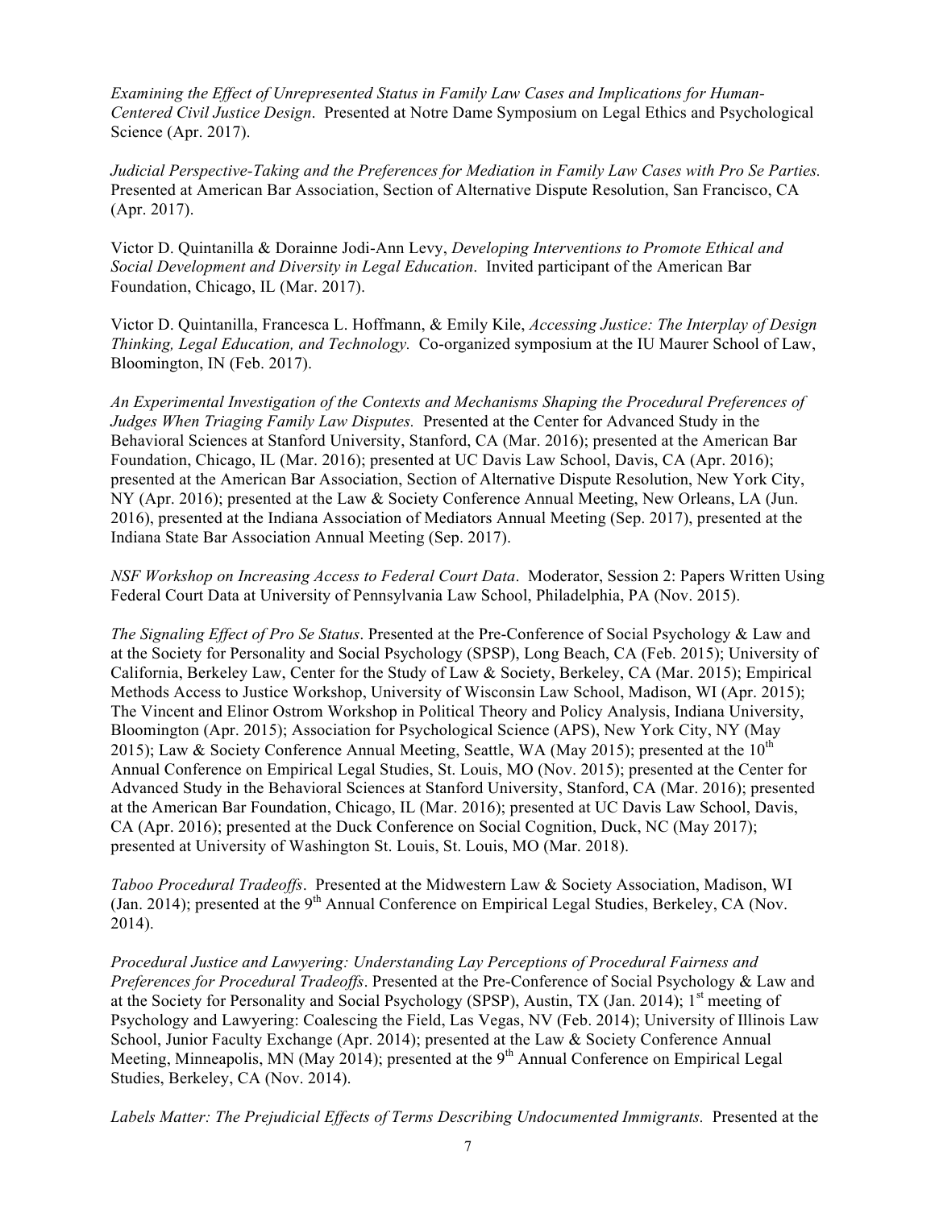*Examining the Effect of Unrepresented Status in Family Law Cases and Implications for Human-Centered Civil Justice Design*. Presented at Notre Dame Symposium on Legal Ethics and Psychological Science (Apr. 2017).

*Judicial Perspective-Taking and the Preferences for Mediation in Family Law Cases with Pro Se Parties.* Presented at American Bar Association, Section of Alternative Dispute Resolution, San Francisco, CA (Apr. 2017).

Victor D. Quintanilla & Dorainne Jodi-Ann Levy, *Developing Interventions to Promote Ethical and Social Development and Diversity in Legal Education*. Invited participant of the American Bar Foundation, Chicago, IL (Mar. 2017).

Victor D. Quintanilla, Francesca L. Hoffmann, & Emily Kile, *Accessing Justice: The Interplay of Design Thinking, Legal Education, and Technology.* Co-organized symposium at the IU Maurer School of Law, Bloomington, IN (Feb. 2017).

*An Experimental Investigation of the Contexts and Mechanisms Shaping the Procedural Preferences of Judges When Triaging Family Law Disputes.* Presented at the Center for Advanced Study in the Behavioral Sciences at Stanford University, Stanford, CA (Mar. 2016); presented at the American Bar Foundation, Chicago, IL (Mar. 2016); presented at UC Davis Law School, Davis, CA (Apr. 2016); presented at the American Bar Association, Section of Alternative Dispute Resolution, New York City, NY (Apr. 2016); presented at the Law & Society Conference Annual Meeting, New Orleans, LA (Jun. 2016), presented at the Indiana Association of Mediators Annual Meeting (Sep. 2017), presented at the Indiana State Bar Association Annual Meeting (Sep. 2017).

*NSF Workshop on Increasing Access to Federal Court Data*. Moderator, Session 2: Papers Written Using Federal Court Data at University of Pennsylvania Law School, Philadelphia, PA (Nov. 2015).

*The Signaling Effect of Pro Se Status*. Presented at the Pre-Conference of Social Psychology & Law and at the Society for Personality and Social Psychology (SPSP), Long Beach, CA (Feb. 2015); University of California, Berkeley Law, Center for the Study of Law & Society, Berkeley, CA (Mar. 2015); Empirical Methods Access to Justice Workshop, University of Wisconsin Law School, Madison, WI (Apr. 2015); The Vincent and Elinor Ostrom Workshop in Political Theory and Policy Analysis, Indiana University, Bloomington (Apr. 2015); Association for Psychological Science (APS), New York City, NY (May 2015); Law & Society Conference Annual Meeting, Seattle, WA (May 2015); presented at the 10th Annual Conference on Empirical Legal Studies, St. Louis, MO (Nov. 2015); presented at the Center for Advanced Study in the Behavioral Sciences at Stanford University, Stanford, CA (Mar. 2016); presented at the American Bar Foundation, Chicago, IL (Mar. 2016); presented at UC Davis Law School, Davis, CA (Apr. 2016); presented at the Duck Conference on Social Cognition, Duck, NC (May 2017); presented at University of Washington St. Louis, St. Louis, MO (Mar. 2018).

*Taboo Procedural Tradeoffs*. Presented at the Midwestern Law & Society Association, Madison, WI (Jan. 2014); presented at the 9th Annual Conference on Empirical Legal Studies, Berkeley, CA (Nov. 2014).

*Procedural Justice and Lawyering: Understanding Lay Perceptions of Procedural Fairness and Preferences for Procedural Tradeoffs*. Presented at the Pre-Conference of Social Psychology & Law and at the Society for Personality and Social Psychology (SPSP), Austin, TX (Jan. 2014); 1st meeting of Psychology and Lawyering: Coalescing the Field, Las Vegas, NV (Feb. 2014); University of Illinois Law School, Junior Faculty Exchange (Apr. 2014); presented at the Law & Society Conference Annual Meeting, Minneapolis, MN (May 2014); presented at the 9th Annual Conference on Empirical Legal Studies, Berkeley, CA (Nov. 2014).

*Labels Matter: The Prejudicial Effects of Terms Describing Undocumented Immigrants.* Presented at the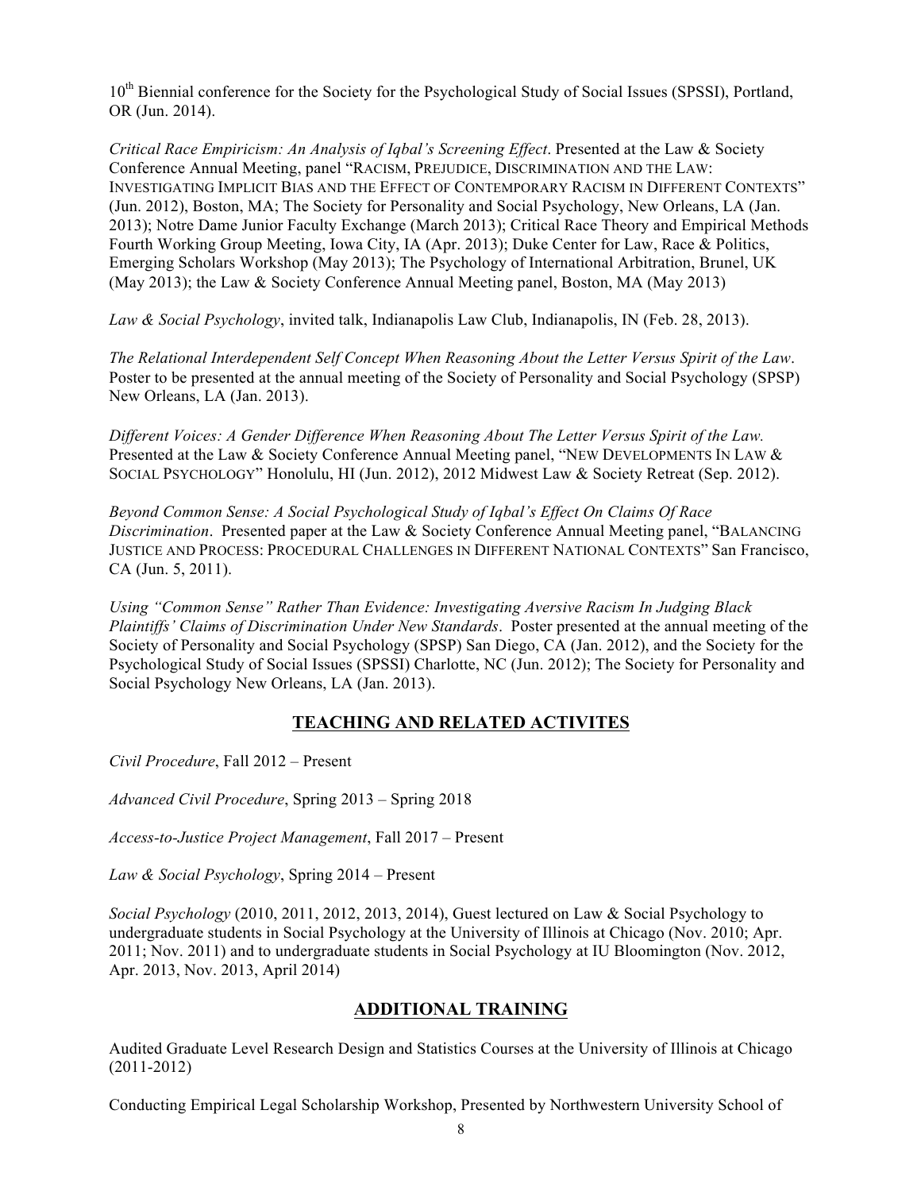10[th] Biennial conference for the Society for the Psychological Study of Social Issues (SPSSI), Portland, OR (Jun. 2014).

*Critical Race Empiricism: An Analysis of Iqbal's Screening Effect*. Presented at the Law & Society Conference Annual Meeting, panel "RACISM, PREJUDICE, DISCRIMINATION AND THE LAW: INVESTIGATING IMPLICIT BIAS AND THE EFFECT OF CONTEMPORARY RACISM IN DIFFERENT CONTEXTS" (Jun. 2012), Boston, MA; The Society for Personality and Social Psychology, New Orleans, LA (Jan. 2013); Notre Dame Junior Faculty Exchange (March 2013); Critical Race Theory and Empirical Methods Fourth Working Group Meeting, Iowa City, IA (Apr. 2013); Duke Center for Law, Race & Politics, Emerging Scholars Workshop (May 2013); The Psychology of International Arbitration, Brunel, UK (May 2013); the Law & Society Conference Annual Meeting panel, Boston, MA (May 2013)

*Law & Social Psychology*, invited talk, Indianapolis Law Club, Indianapolis, IN (Feb. 28, 2013).

*The Relational Interdependent Self Concept When Reasoning About the Letter Versus Spirit of the Law*. Poster to be presented at the annual meeting of the Society of Personality and Social Psychology (SPSP) New Orleans, LA (Jan. 2013).

*Different Voices: A Gender Difference When Reasoning About The Letter Versus Spirit of the Law.* Presented at the Law & Society Conference Annual Meeting panel, "NEW DEVELOPMENTS IN LAW & SOCIAL PSYCHOLOGY" Honolulu, HI (Jun. 2012), 2012 Midwest Law & Society Retreat (Sep. 2012).

*Beyond Common Sense: A Social Psychological Study of Iqbal's Effect On Claims Of Race Discrimination*. Presented paper at the Law & Society Conference Annual Meeting panel, "BALANCING JUSTICE AND PROCESS: PROCEDURAL CHALLENGES IN DIFFERENT NATIONAL CONTEXTS" San Francisco, CA (Jun. 5, 2011).

*Using "Common Sense" Rather Than Evidence: Investigating Aversive Racism In Judging Black Plaintiffs' Claims of Discrimination Under New Standards*. Poster presented at the annual meeting of the Society of Personality and Social Psychology (SPSP) San Diego, CA (Jan. 2012), and the Society for the Psychological Study of Social Issues (SPSSI) Charlotte, NC (Jun. 2012); The Society for Personality and Social Psychology New Orleans, LA (Jan. 2013).

## TEACHING AND RELATED ACTIVITES

*Civil Procedure*, Fall 2012 – Present

*Advanced Civil Procedure*, Spring 2013 – Spring 2018

*Access-to-Justice Project Management*, Fall 2017 – Present

*Law & Social Psychology*, Spring 2014 – Present

*Social Psychology* (2010, 2011, 2012, 2013, 2014), Guest lectured on Law & Social Psychology to undergraduate students in Social Psychology at the University of Illinois at Chicago (Nov. 2010; Apr. 2011; Nov. 2011) and to undergraduate students in Social Psychology at IU Bloomington (Nov. 2012, Apr. 2013, Nov. 2013, April 2014)

## ADDITIONAL TRAINING

Audited Graduate Level Research Design and Statistics Courses at the University of Illinois at Chicago (2011-2012)

Conducting Empirical Legal Scholarship Workshop, Presented by Northwestern University School of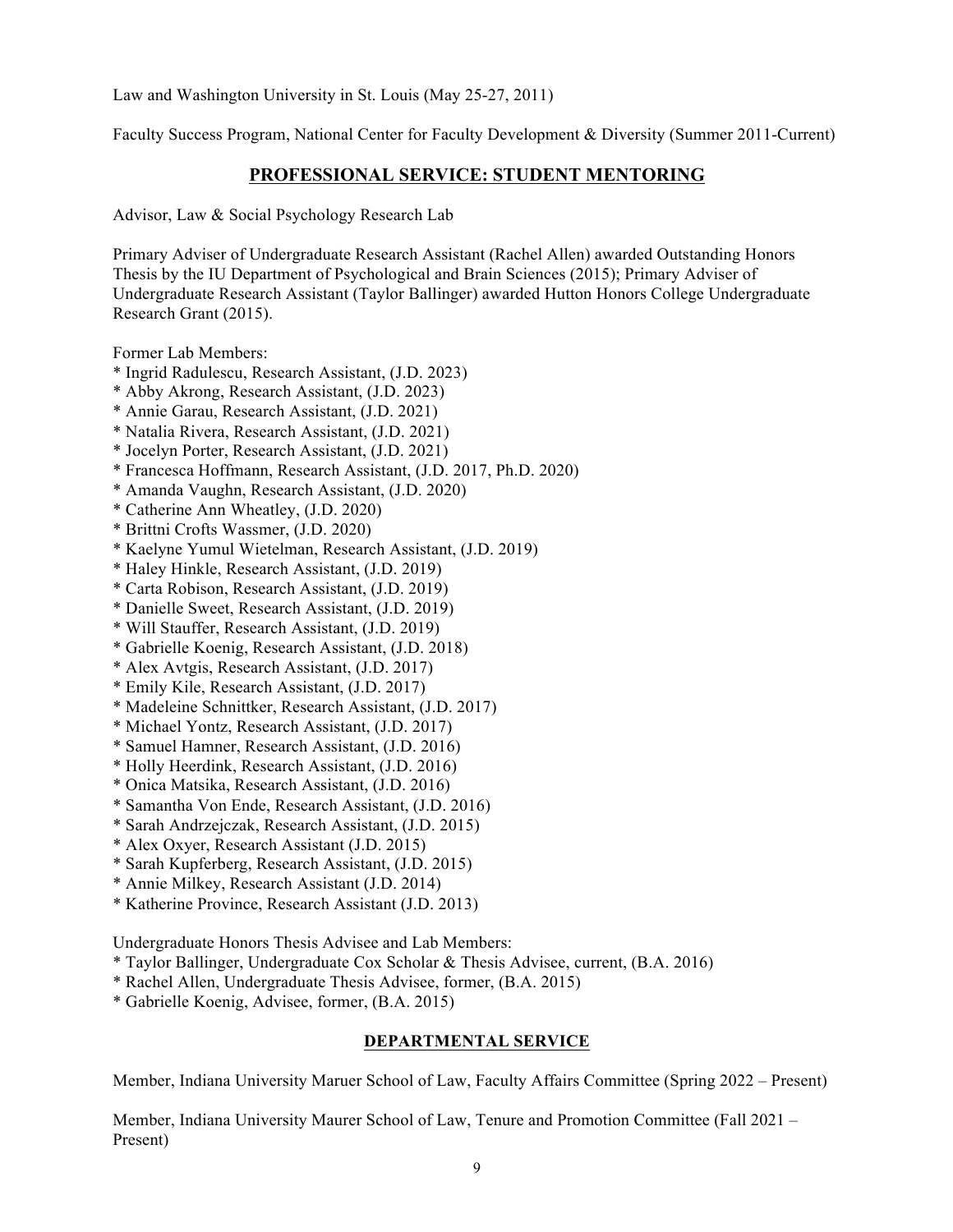Law and Washington University in St. Louis (May 25-27, 2011)

Faculty Success Program, National Center for Faculty Development & Diversity (Summer 2011-Current)

## PROFESSIONAL SERVICE: STUDENT MENTORING

Advisor, Law & Social Psychology Research Lab

Primary Adviser of Undergraduate Research Assistant (Rachel Allen) awarded Outstanding Honors Thesis by the IU Department of Psychological and Brain Sciences (2015); Primary Adviser of Undergraduate Research Assistant (Taylor Ballinger) awarded Hutton Honors College Undergraduate Research Grant (2015).

Former Lab Members:
* Ingrid Radulescu, Research Assistant, (J.D. 2023)
* Abby Akrong, Research Assistant, (J.D. 2023)
* Annie Garau, Research Assistant, (J.D. 2021)
* Natalia Rivera, Research Assistant, (J.D. 2021)
* Jocelyn Porter, Research Assistant, (J.D. 2021)
* Francesca Hoffmann, Research Assistant, (J.D. 2017, Ph.D. 2020)
* Amanda Vaughn, Research Assistant, (J.D. 2020)
* Catherine Ann Wheatley, (J.D. 2020)
* Brittni Crofts Wassmer, (J.D. 2020)
* Kaelyne Yumul Wietelman, Research Assistant, (J.D. 2019)
* Haley Hinkle, Research Assistant, (J.D. 2019)
* Carta Robison, Research Assistant, (J.D. 2019)
* Danielle Sweet, Research Assistant, (J.D. 2019)
* Will Stauffer, Research Assistant, (J.D. 2019)
* Gabrielle Koenig, Research Assistant, (J.D. 2018)
* Alex Avtgis, Research Assistant, (J.D. 2017)
* Emily Kile, Research Assistant, (J.D. 2017)
* Madeleine Schnittker, Research Assistant, (J.D. 2017)
* Michael Yontz, Research Assistant, (J.D. 2017)
* Samuel Hamner, Research Assistant, (J.D. 2016)
* Holly Heerdink, Research Assistant, (J.D. 2016)
* Onica Matsika, Research Assistant, (J.D. 2016)
* Samantha Von Ende, Research Assistant, (J.D. 2016)
* Sarah Andrzejczak, Research Assistant, (J.D. 2015)
* Alex Oxyer, Research Assistant (J.D. 2015)
* Sarah Kupferberg, Research Assistant, (J.D. 2015)
* Annie Milkey, Research Assistant (J.D. 2014)
* Katherine Province, Research Assistant (J.D. 2013)

Undergraduate Honors Thesis Advisee and Lab Members:
* Taylor Ballinger, Undergraduate Cox Scholar & Thesis Advisee, current, (B.A. 2016)
* Rachel Allen, Undergraduate Thesis Advisee, former, (B.A. 2015)
* Gabrielle Koenig, Advisee, former, (B.A. 2015)

## DEPARTMENTAL SERVICE

Member, Indiana University Maruer School of Law, Faculty Affairs Committee (Spring 2022 – Present)

Member, Indiana University Maurer School of Law, Tenure and Promotion Committee (Fall 2021 – Present)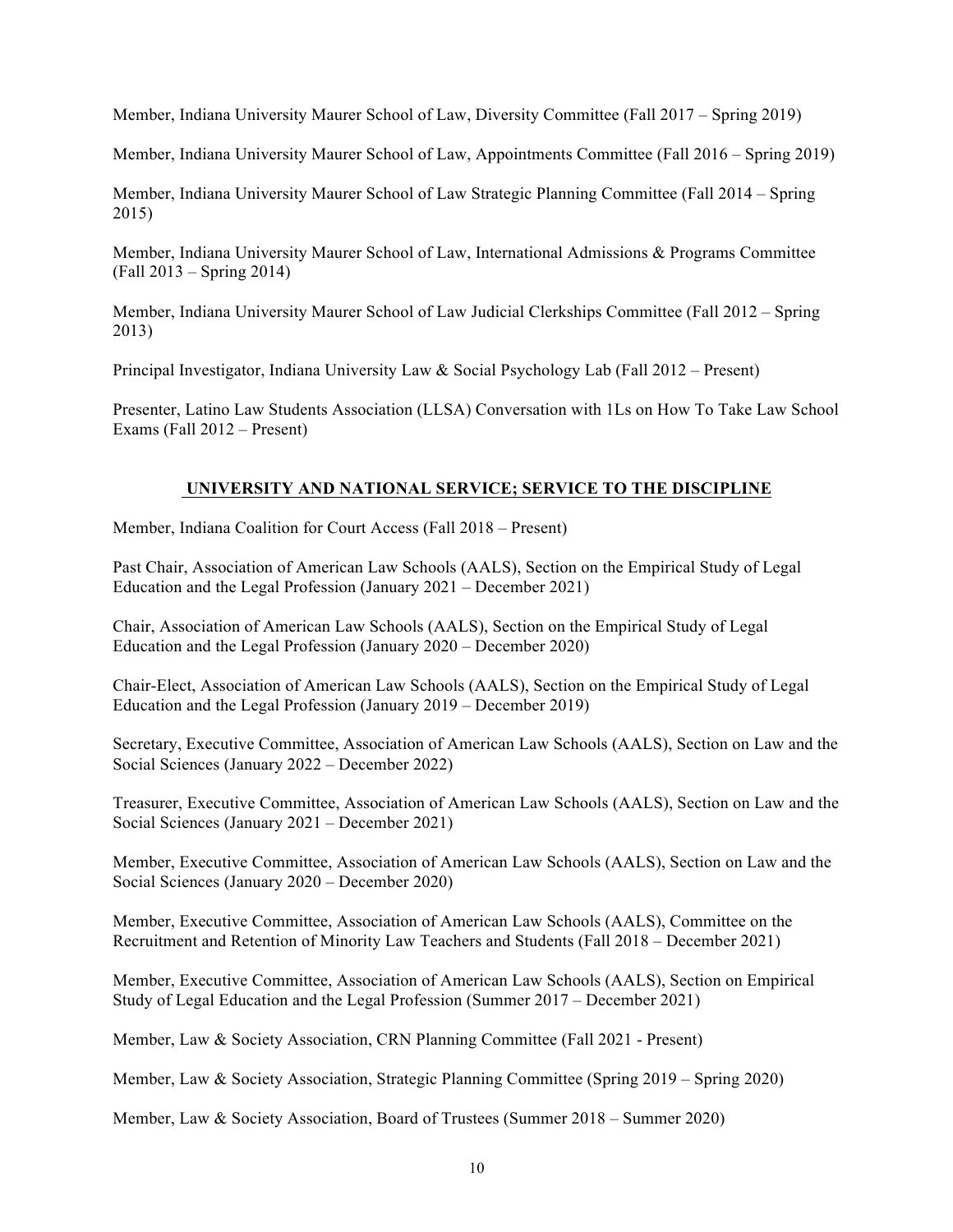Member, Indiana University Maurer School of Law, Diversity Committee (Fall 2017 – Spring 2019)

Member, Indiana University Maurer School of Law, Appointments Committee (Fall 2016 – Spring 2019)

Member, Indiana University Maurer School of Law Strategic Planning Committee (Fall 2014 – Spring 2015)

Member, Indiana University Maurer School of Law, International Admissions & Programs Committee (Fall 2013 – Spring 2014)

Member, Indiana University Maurer School of Law Judicial Clerkships Committee (Fall 2012 – Spring 2013)

Principal Investigator, Indiana University Law & Social Psychology Lab (Fall 2012 – Present)

Presenter, Latino Law Students Association (LLSA) Conversation with 1Ls on How To Take Law School Exams (Fall 2012 – Present)

## UNIVERSITY AND NATIONAL SERVICE; SERVICE TO THE DISCIPLINE

Member, Indiana Coalition for Court Access (Fall 2018 – Present)

Past Chair, Association of American Law Schools (AALS), Section on the Empirical Study of Legal Education and the Legal Profession (January 2021 – December 2021)

Chair, Association of American Law Schools (AALS), Section on the Empirical Study of Legal Education and the Legal Profession (January 2020 – December 2020)

Chair-Elect, Association of American Law Schools (AALS), Section on the Empirical Study of Legal Education and the Legal Profession (January 2019 – December 2019)

Secretary, Executive Committee, Association of American Law Schools (AALS), Section on Law and the Social Sciences (January 2022 – December 2022)

Treasurer, Executive Committee, Association of American Law Schools (AALS), Section on Law and the Social Sciences (January 2021 – December 2021)

Member, Executive Committee, Association of American Law Schools (AALS), Section on Law and the Social Sciences (January 2020 – December 2020)

Member, Executive Committee, Association of American Law Schools (AALS), Committee on the Recruitment and Retention of Minority Law Teachers and Students (Fall 2018 – December 2021)

Member, Executive Committee, Association of American Law Schools (AALS), Section on Empirical Study of Legal Education and the Legal Profession (Summer 2017 – December 2021)

Member, Law & Society Association, CRN Planning Committee (Fall 2021 - Present)

Member, Law & Society Association, Strategic Planning Committee (Spring 2019 – Spring 2020)

Member, Law & Society Association, Board of Trustees (Summer 2018 – Summer 2020)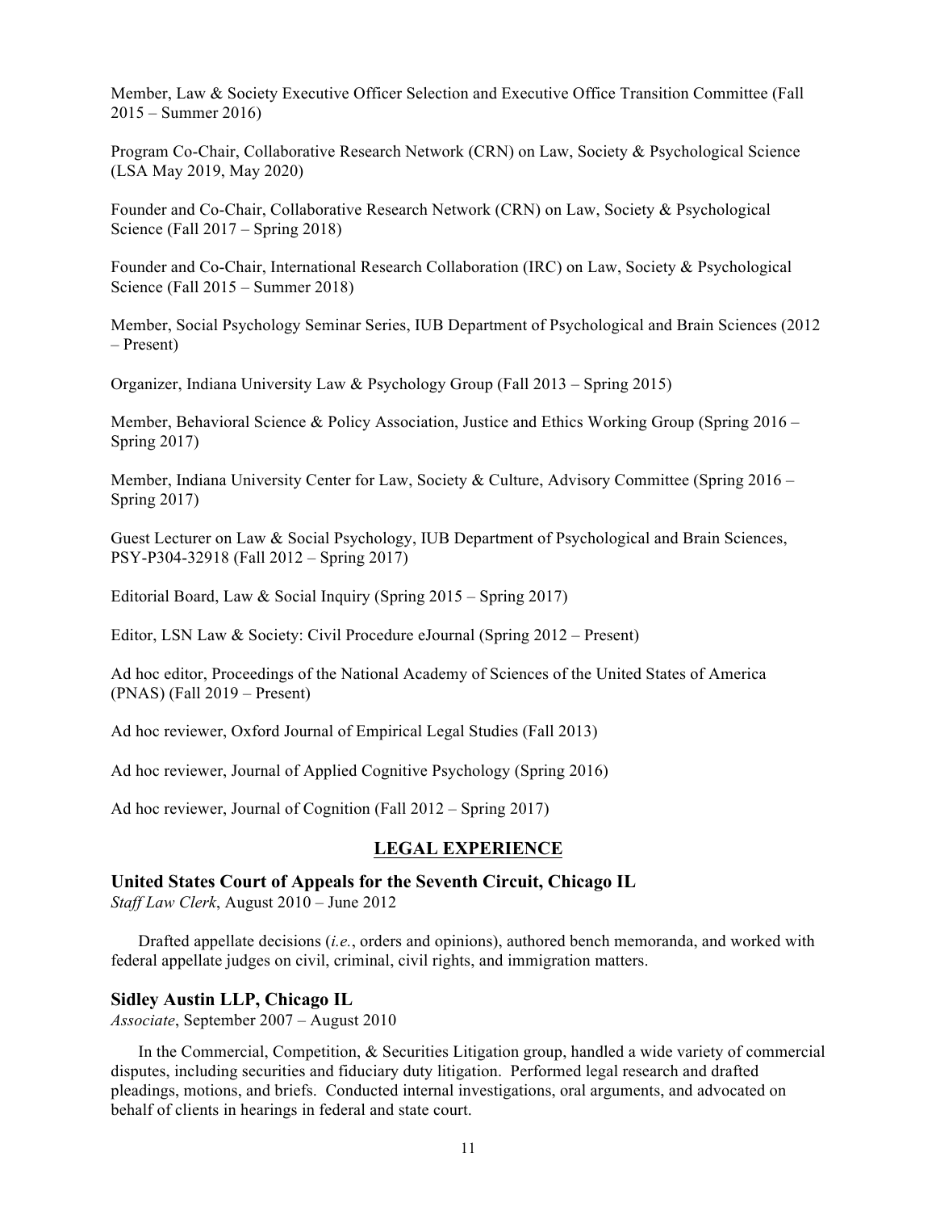Member, Law & Society Executive Officer Selection and Executive Office Transition Committee (Fall 2015 – Summer 2016)

Program Co-Chair, Collaborative Research Network (CRN) on Law, Society & Psychological Science (LSA May 2019, May 2020)

Founder and Co-Chair, Collaborative Research Network (CRN) on Law, Society & Psychological Science (Fall 2017 – Spring 2018)

Founder and Co-Chair, International Research Collaboration (IRC) on Law, Society & Psychological Science (Fall 2015 – Summer 2018)

Member, Social Psychology Seminar Series, IUB Department of Psychological and Brain Sciences (2012 – Present)

Organizer, Indiana University Law & Psychology Group (Fall 2013 – Spring 2015)

Member, Behavioral Science & Policy Association, Justice and Ethics Working Group (Spring 2016 – Spring 2017)

Member, Indiana University Center for Law, Society & Culture, Advisory Committee (Spring 2016 – Spring 2017)

Guest Lecturer on Law & Social Psychology, IUB Department of Psychological and Brain Sciences, PSY-P304-32918 (Fall 2012 – Spring 2017)

Editorial Board, Law & Social Inquiry (Spring 2015 – Spring 2017)

Editor, LSN Law & Society: Civil Procedure eJournal (Spring 2012 – Present)

Ad hoc editor, Proceedings of the National Academy of Sciences of the United States of America (PNAS) (Fall 2019 – Present)

Ad hoc reviewer, Oxford Journal of Empirical Legal Studies (Fall 2013)

Ad hoc reviewer, Journal of Applied Cognitive Psychology (Spring 2016)

Ad hoc reviewer, Journal of Cognition (Fall 2012 – Spring 2017)

## LEGAL EXPERIENCE

### United States Court of Appeals for the Seventh Circuit, Chicago IL

*Staff Law Clerk*, August 2010 – June 2012

Drafted appellate decisions (*i.e.*, orders and opinions), authored bench memoranda, and worked with federal appellate judges on civil, criminal, civil rights, and immigration matters.

### Sidley Austin LLP, Chicago IL

*Associate*, September 2007 – August 2010

In the Commercial, Competition, & Securities Litigation group, handled a wide variety of commercial disputes, including securities and fiduciary duty litigation. Performed legal research and drafted pleadings, motions, and briefs. Conducted internal investigations, oral arguments, and advocated on behalf of clients in hearings in federal and state court.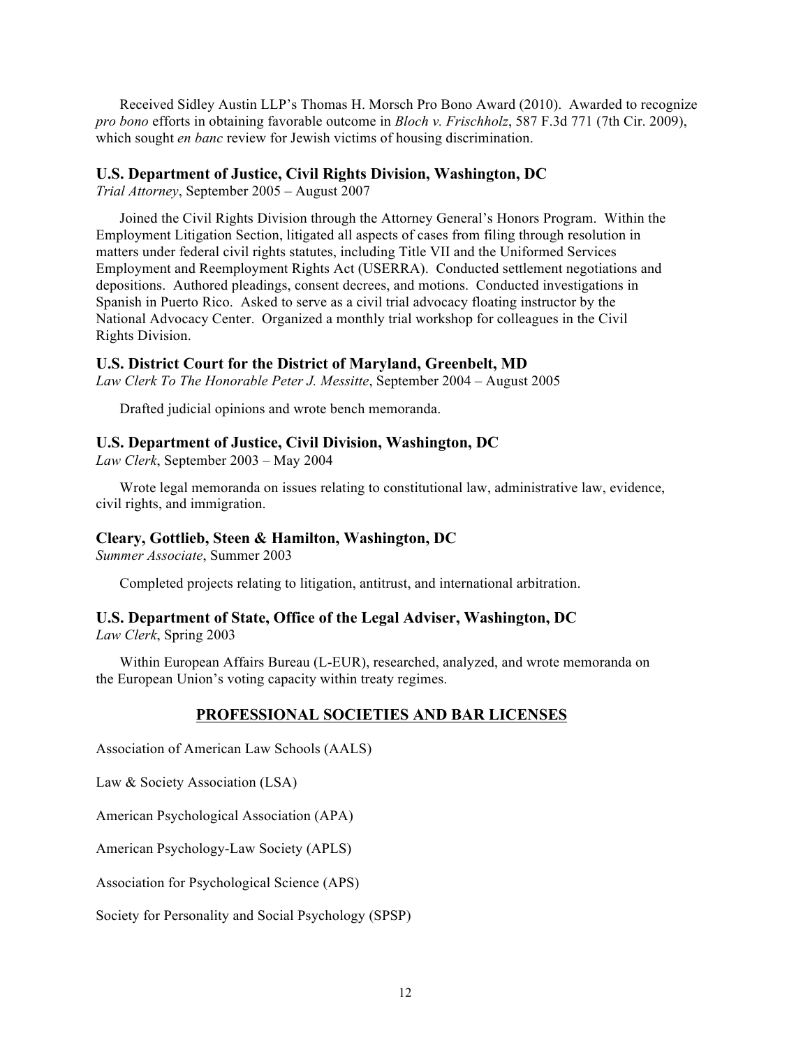Received Sidley Austin LLP's Thomas H. Morsch Pro Bono Award (2010). Awarded to recognize *pro bono* efforts in obtaining favorable outcome in *Bloch v. Frischholz*, 587 F.3d 771 (7th Cir. 2009), which sought *en banc* review for Jewish victims of housing discrimination.

### U.S. Department of Justice, Civil Rights Division, Washington, DC

*Trial Attorney*, September 2005 – August 2007

Joined the Civil Rights Division through the Attorney General's Honors Program. Within the Employment Litigation Section, litigated all aspects of cases from filing through resolution in matters under federal civil rights statutes, including Title VII and the Uniformed Services Employment and Reemployment Rights Act (USERRA). Conducted settlement negotiations and depositions. Authored pleadings, consent decrees, and motions. Conducted investigations in Spanish in Puerto Rico. Asked to serve as a civil trial advocacy floating instructor by the National Advocacy Center. Organized a monthly trial workshop for colleagues in the Civil Rights Division.

### U.S. District Court for the District of Maryland, Greenbelt, MD

*Law Clerk To The Honorable Peter J. Messitte*, September 2004 – August 2005

Drafted judicial opinions and wrote bench memoranda.

### U.S. Department of Justice, Civil Division, Washington, DC

*Law Clerk*, September 2003 – May 2004

Wrote legal memoranda on issues relating to constitutional law, administrative law, evidence, civil rights, and immigration.

### Cleary, Gottlieb, Steen & Hamilton, Washington, DC

*Summer Associate*, Summer 2003

Completed projects relating to litigation, antitrust, and international arbitration.

### U.S. Department of State, Office of the Legal Adviser, Washington, DC

*Law Clerk*, Spring 2003

Within European Affairs Bureau (L-EUR), researched, analyzed, and wrote memoranda on the European Union's voting capacity within treaty regimes.

## PROFESSIONAL SOCIETIES AND BAR LICENSES

Association of American Law Schools (AALS)

Law & Society Association (LSA)

American Psychological Association (APA)

American Psychology-Law Society (APLS)

Association for Psychological Science (APS)

Society for Personality and Social Psychology (SPSP)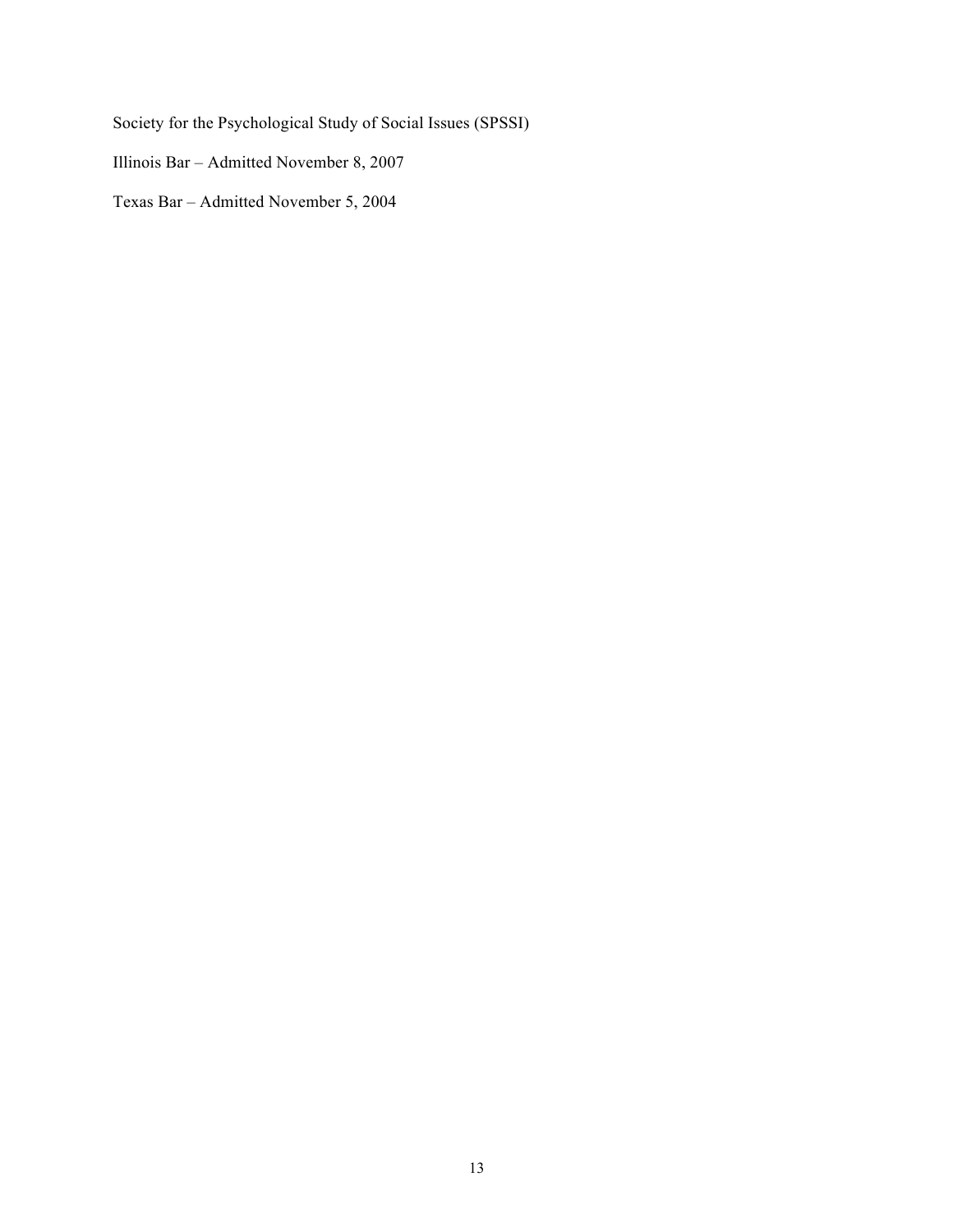Society for the Psychological Study of Social Issues (SPSSI)

Illinois Bar – Admitted November 8, 2007

Texas Bar – Admitted November 5, 2004